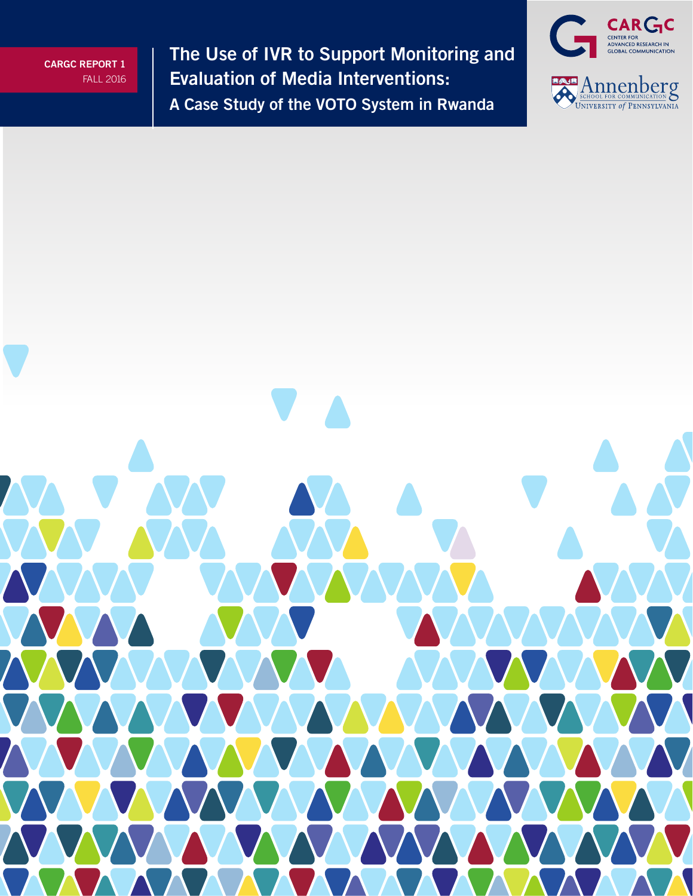**CARGC REPORT 1**
FALL 2016

# The Use of IVR to Support Monitoring and Evaluation of Media Interventions:

## A Case Study of the VOTO System in Rwanda

CARGC
CENTER FOR ADVANCED RESEARCH IN GLOBAL COMMUNICATION

Annenberg
SCHOOL FOR COMMUNICATION
UNIVERSITY of PENNSYLVANIA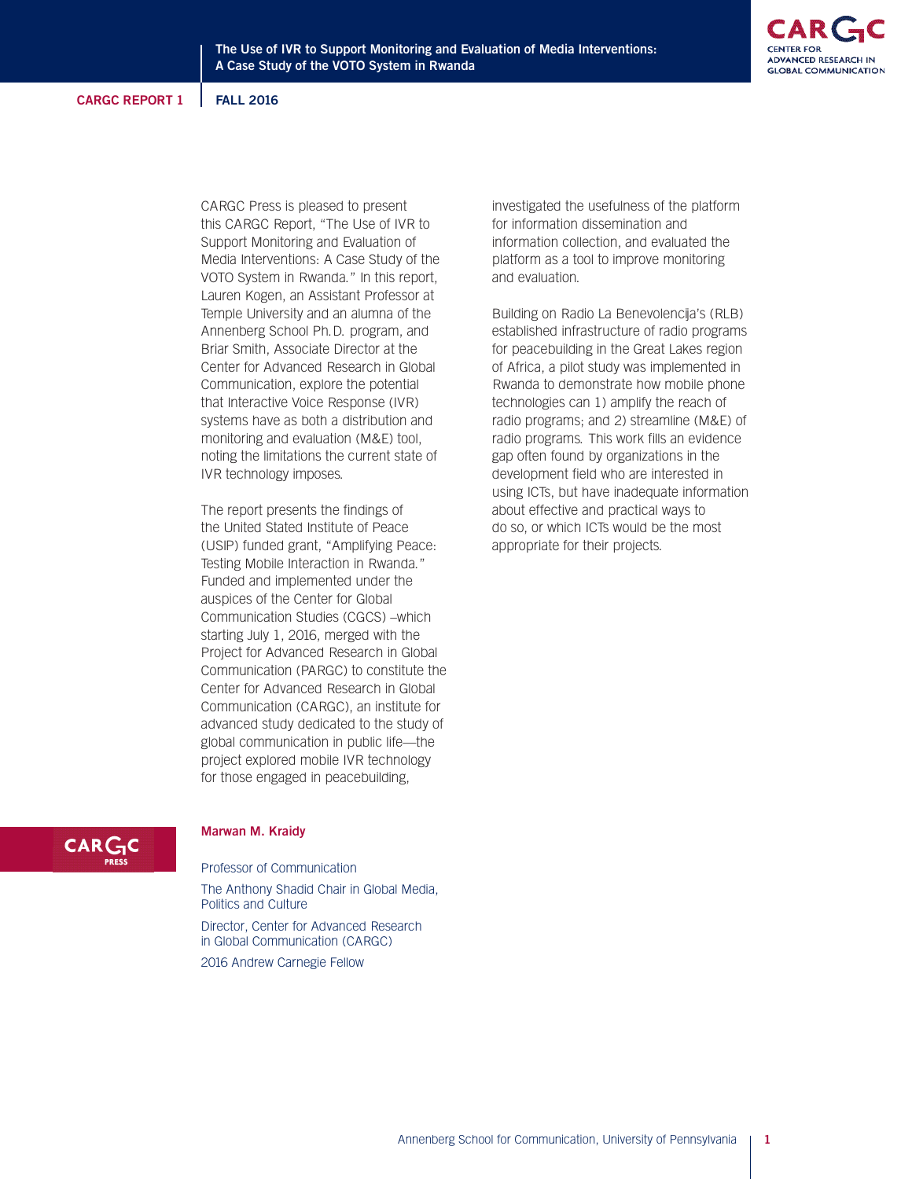CARGC Press is pleased to present this CARGC Report, "The Use of IVR to Support Monitoring and Evaluation of Media Interventions: A Case Study of the VOTO System in Rwanda." In this report, Lauren Kogen, an Assistant Professor at Temple University and an alumna of the Annenberg School Ph.D. program, and Briar Smith, Associate Director at the Center for Advanced Research in Global Communication, explore the potential that Interactive Voice Response (IVR) systems have as both a distribution and monitoring and evaluation (M&E) tool, noting the limitations the current state of IVR technology imposes.

The report presents the findings of the United Stated Institute of Peace (USIP) funded grant, "Amplifying Peace: Testing Mobile Interaction in Rwanda." Funded and implemented under the auspices of the Center for Global Communication Studies (CGCS) –which starting July 1, 2016, merged with the Project for Advanced Research in Global Communication (PARGC) to constitute the Center for Advanced Research in Global Communication (CARGC), an institute for advanced study dedicated to the study of global communication in public life—the project explored mobile IVR technology for those engaged in peacebuilding, investigated the usefulness of the platform for information dissemination and information collection, and evaluated the platform as a tool to improve monitoring and evaluation.

Building on Radio La Benevolencija's (RLB) established infrastructure of radio programs for peacebuilding in the Great Lakes region of Africa, a pilot study was implemented in Rwanda to demonstrate how mobile phone technologies can 1) amplify the reach of radio programs; and 2) streamline (M&E) of radio programs. This work fills an evidence gap often found by organizations in the development field who are interested in using ICTs, but have inadequate information about effective and practical ways to do so, or which ICTs would be the most appropriate for their projects.

**Marwan M. Kraidy**

Professor of Communication

The Anthony Shadid Chair in Global Media, Politics and Culture

Director, Center for Advanced Research in Global Communication (CARGC)

2016 Andrew Carnegie Fellow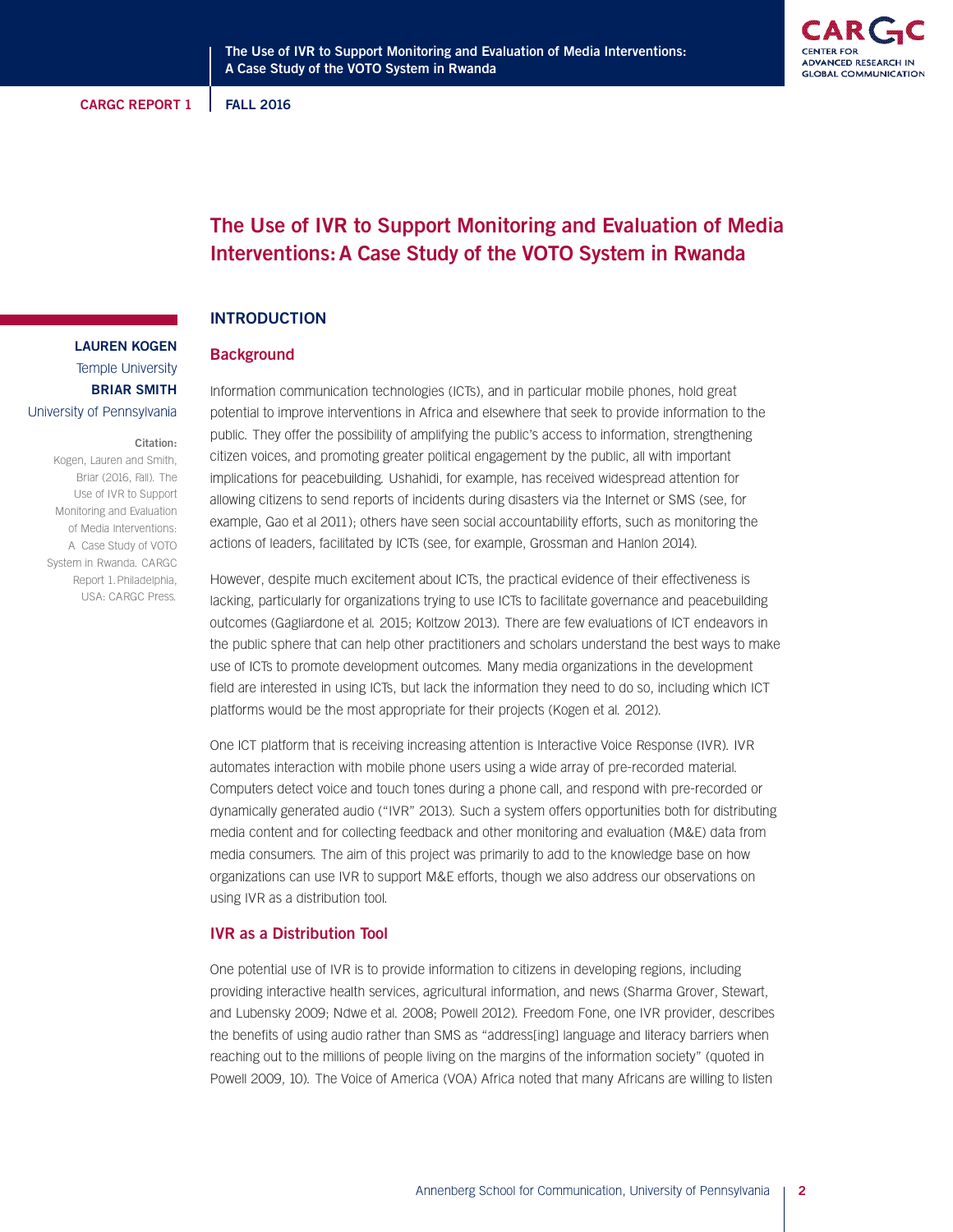# The Use of IVR to Support Monitoring and Evaluation of Media Interventions: A Case Study of the VOTO System in Rwanda

**LAUREN KOGEN**
Temple University
**BRIAR SMITH**
University of Pennsylvania

**Citation:**
Kogen, Lauren and Smith, Briar (2016, Fall). The Use of IVR to Support Monitoring and Evaluation of Media Interventions: A Case Study of VOTO System in Rwanda. CARGC Report 1. Philadelphia, USA: CARGC Press.

## INTRODUCTION

### Background

Information communication technologies (ICTs), and in particular mobile phones, hold great potential to improve interventions in Africa and elsewhere that seek to provide information to the public. They offer the possibility of amplifying the public's access to information, strengthening citizen voices, and promoting greater political engagement by the public, all with important implications for peacebuilding. Ushahidi, for example, has received widespread attention for allowing citizens to send reports of incidents during disasters via the Internet or SMS (see, for example, Gao et al 2011); others have seen social accountability efforts, such as monitoring the actions of leaders, facilitated by ICTs (see, for example, Grossman and Hanlon 2014).

However, despite much excitement about ICTs, the practical evidence of their effectiveness is lacking, particularly for organizations trying to use ICTs to facilitate governance and peacebuilding outcomes (Gagliardone et al. 2015; Koltzow 2013). There are few evaluations of ICT endeavors in the public sphere that can help other practitioners and scholars understand the best ways to make use of ICTs to promote development outcomes. Many media organizations in the development field are interested in using ICTs, but lack the information they need to do so, including which ICT platforms would be the most appropriate for their projects (Kogen et al. 2012).

One ICT platform that is receiving increasing attention is Interactive Voice Response (IVR). IVR automates interaction with mobile phone users using a wide array of pre-recorded material. Computers detect voice and touch tones during a phone call, and respond with pre-recorded or dynamically generated audio ("IVR" 2013). Such a system offers opportunities both for distributing media content and for collecting feedback and other monitoring and evaluation (M&E) data from media consumers. The aim of this project was primarily to add to the knowledge base on how organizations can use IVR to support M&E efforts, though we also address our observations on using IVR as a distribution tool.

### IVR as a Distribution Tool

One potential use of IVR is to provide information to citizens in developing regions, including providing interactive health services, agricultural information, and news (Sharma Grover, Stewart, and Lubensky 2009; Ndwe et al. 2008; Powell 2012). Freedom Fone, one IVR provider, describes the benefits of using audio rather than SMS as "address[ing] language and literacy barriers when reaching out to the millions of people living on the margins of the information society" (quoted in Powell 2009, 10). The Voice of America (VOA) Africa noted that many Africans are willing to listen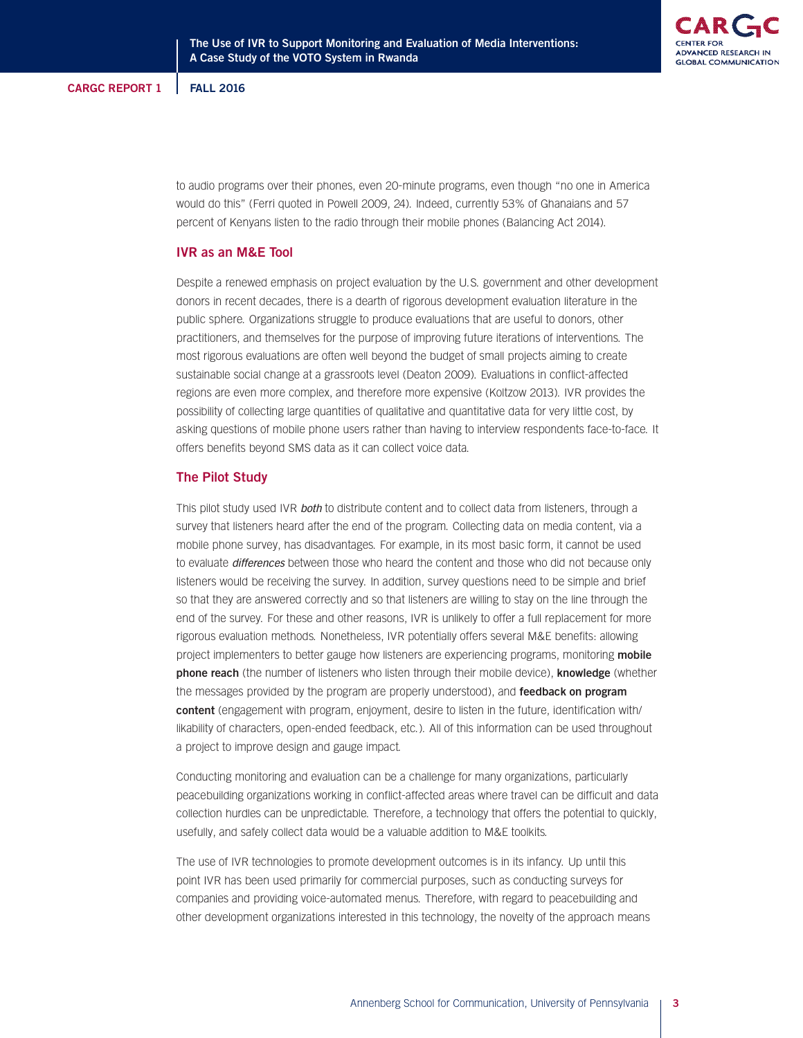to audio programs over their phones, even 20-minute programs, even though "no one in America would do this" (Ferri quoted in Powell 2009, 24). Indeed, currently 53% of Ghanaians and 57 percent of Kenyans listen to the radio through their mobile phones (Balancing Act 2014).

## IVR as an M&E Tool

Despite a renewed emphasis on project evaluation by the U.S. government and other development donors in recent decades, there is a dearth of rigorous development evaluation literature in the public sphere. Organizations struggle to produce evaluations that are useful to donors, other practitioners, and themselves for the purpose of improving future iterations of interventions. The most rigorous evaluations are often well beyond the budget of small projects aiming to create sustainable social change at a grassroots level (Deaton 2009). Evaluations in conflict-affected regions are even more complex, and therefore more expensive (Koltzow 2013). IVR provides the possibility of collecting large quantities of qualitative and quantitative data for very little cost, by asking questions of mobile phone users rather than having to interview respondents face-to-face. It offers benefits beyond SMS data as it can collect voice data.

## The Pilot Study

This pilot study used IVR *both* to distribute content and to collect data from listeners, through a survey that listeners heard after the end of the program. Collecting data on media content, via a mobile phone survey, has disadvantages. For example, in its most basic form, it cannot be used to evaluate *differences* between those who heard the content and those who did not because only listeners would be receiving the survey. In addition, survey questions need to be simple and brief so that they are answered correctly and so that listeners are willing to stay on the line through the end of the survey. For these and other reasons, IVR is unlikely to offer a full replacement for more rigorous evaluation methods. Nonetheless, IVR potentially offers several M&E benefits: allowing project implementers to better gauge how listeners are experiencing programs, monitoring **mobile phone reach** (the number of listeners who listen through their mobile device), **knowledge** (whether the messages provided by the program are properly understood), and **feedback on program content** (engagement with program, enjoyment, desire to listen in the future, identification with/likability of characters, open-ended feedback, etc.). All of this information can be used throughout a project to improve design and gauge impact.

Conducting monitoring and evaluation can be a challenge for many organizations, particularly peacebuilding organizations working in conflict-affected areas where travel can be difficult and data collection hurdles can be unpredictable. Therefore, a technology that offers the potential to quickly, usefully, and safely collect data would be a valuable addition to M&E toolkits.

The use of IVR technologies to promote development outcomes is in its infancy. Up until this point IVR has been used primarily for commercial purposes, such as conducting surveys for companies and providing voice-automated menus. Therefore, with regard to peacebuilding and other development organizations interested in this technology, the novelty of the approach means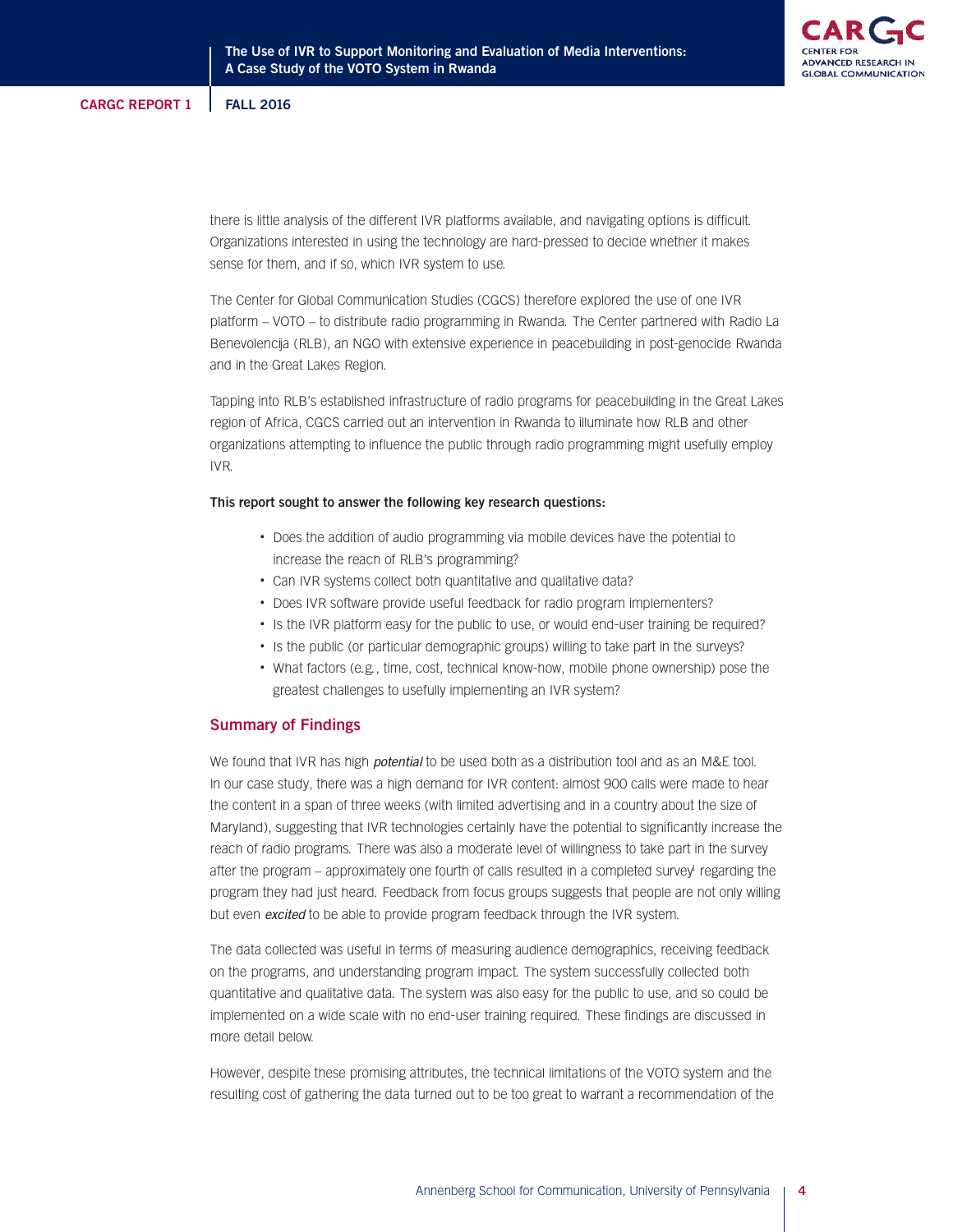there is little analysis of the different IVR platforms available, and navigating options is difficult. Organizations interested in using the technology are hard-pressed to decide whether it makes sense for them, and if so, which IVR system to use.

The Center for Global Communication Studies (CGCS) therefore explored the use of one IVR platform – VOTO – to distribute radio programming in Rwanda. The Center partnered with Radio La Benevolencija (RLB), an NGO with extensive experience in peacebuilding in post-genocide Rwanda and in the Great Lakes Region.

Tapping into RLB's established infrastructure of radio programs for peacebuilding in the Great Lakes region of Africa, CGCS carried out an intervention in Rwanda to illuminate how RLB and other organizations attempting to influence the public through radio programming might usefully employ IVR.

**This report sought to answer the following key research questions:**

- Does the addition of audio programming via mobile devices have the potential to increase the reach of RLB's programming?
- Can IVR systems collect both quantitative and qualitative data?
- Does IVR software provide useful feedback for radio program implementers?
- Is the IVR platform easy for the public to use, or would end-user training be required?
- Is the public (or particular demographic groups) willing to take part in the surveys?
- What factors (e.g., time, cost, technical know-how, mobile phone ownership) pose the greatest challenges to usefully implementing an IVR system?

## Summary of Findings

We found that IVR has high *potential* to be used both as a distribution tool and as an M&E tool. In our case study, there was a high demand for IVR content: almost 900 calls were made to hear the content in a span of three weeks (with limited advertising and in a country about the size of Maryland), suggesting that IVR technologies certainly have the potential to significantly increase the reach of radio programs. There was also a moderate level of willingness to take part in the survey after the program – approximately one fourth of calls resulted in a completed survey[i] regarding the program they had just heard. Feedback from focus groups suggests that people are not only willing but even *excited* to be able to provide program feedback through the IVR system.

The data collected was useful in terms of measuring audience demographics, receiving feedback on the programs, and understanding program impact. The system successfully collected both quantitative and qualitative data. The system was also easy for the public to use, and so could be implemented on a wide scale with no end-user training required. These findings are discussed in more detail below.

However, despite these promising attributes, the technical limitations of the VOTO system and the resulting cost of gathering the data turned out to be too great to warrant a recommendation of the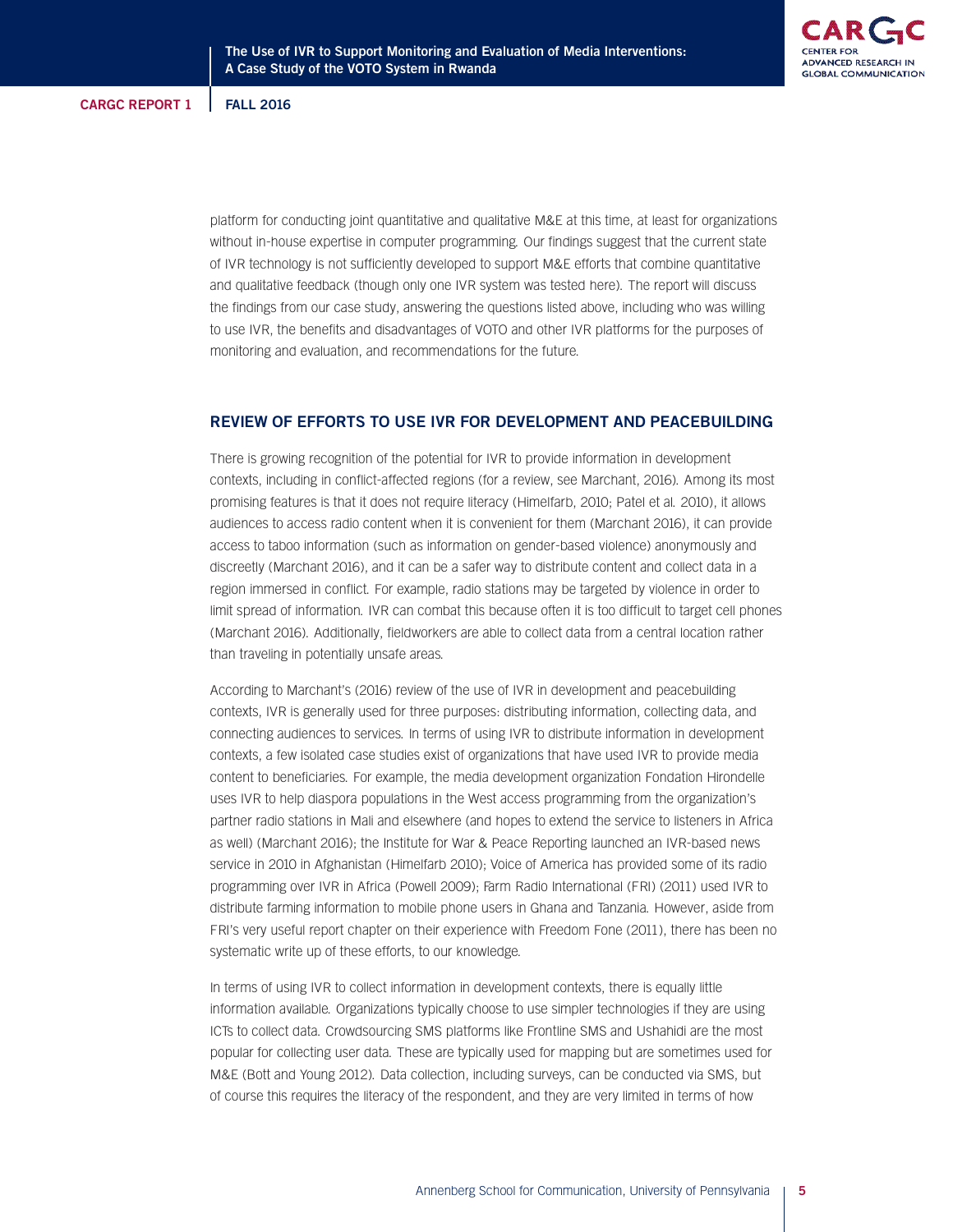platform for conducting joint quantitative and qualitative M&E at this time, at least for organizations without in-house expertise in computer programming. Our findings suggest that the current state of IVR technology is not sufficiently developed to support M&E efforts that combine quantitative and qualitative feedback (though only one IVR system was tested here). The report will discuss the findings from our case study, answering the questions listed above, including who was willing to use IVR, the benefits and disadvantages of VOTO and other IVR platforms for the purposes of monitoring and evaluation, and recommendations for the future.

## REVIEW OF EFFORTS TO USE IVR FOR DEVELOPMENT AND PEACEBUILDING

There is growing recognition of the potential for IVR to provide information in development contexts, including in conflict-affected regions (for a review, see Marchant, 2016). Among its most promising features is that it does not require literacy (Himelfarb, 2010; Patel et al. 2010), it allows audiences to access radio content when it is convenient for them (Marchant 2016), it can provide access to taboo information (such as information on gender-based violence) anonymously and discreetly (Marchant 2016), and it can be a safer way to distribute content and collect data in a region immersed in conflict. For example, radio stations may be targeted by violence in order to limit spread of information. IVR can combat this because often it is too difficult to target cell phones (Marchant 2016). Additionally, fieldworkers are able to collect data from a central location rather than traveling in potentially unsafe areas.

According to Marchant's (2016) review of the use of IVR in development and peacebuilding contexts, IVR is generally used for three purposes: distributing information, collecting data, and connecting audiences to services. In terms of using IVR to distribute information in development contexts, a few isolated case studies exist of organizations that have used IVR to provide media content to beneficiaries. For example, the media development organization Fondation Hirondelle uses IVR to help diaspora populations in the West access programming from the organization's partner radio stations in Mali and elsewhere (and hopes to extend the service to listeners in Africa as well) (Marchant 2016); the Institute for War & Peace Reporting launched an IVR-based news service in 2010 in Afghanistan (Himelfarb 2010); Voice of America has provided some of its radio programming over IVR in Africa (Powell 2009); Farm Radio International (FRI) (2011) used IVR to distribute farming information to mobile phone users in Ghana and Tanzania. However, aside from FRI's very useful report chapter on their experience with Freedom Fone (2011), there has been no systematic write up of these efforts, to our knowledge.

In terms of using IVR to collect information in development contexts, there is equally little information available. Organizations typically choose to use simpler technologies if they are using ICTs to collect data. Crowdsourcing SMS platforms like Frontline SMS and Ushahidi are the most popular for collecting user data. These are typically used for mapping but are sometimes used for M&E (Bott and Young 2012). Data collection, including surveys, can be conducted via SMS, but of course this requires the literacy of the respondent, and they are very limited in terms of how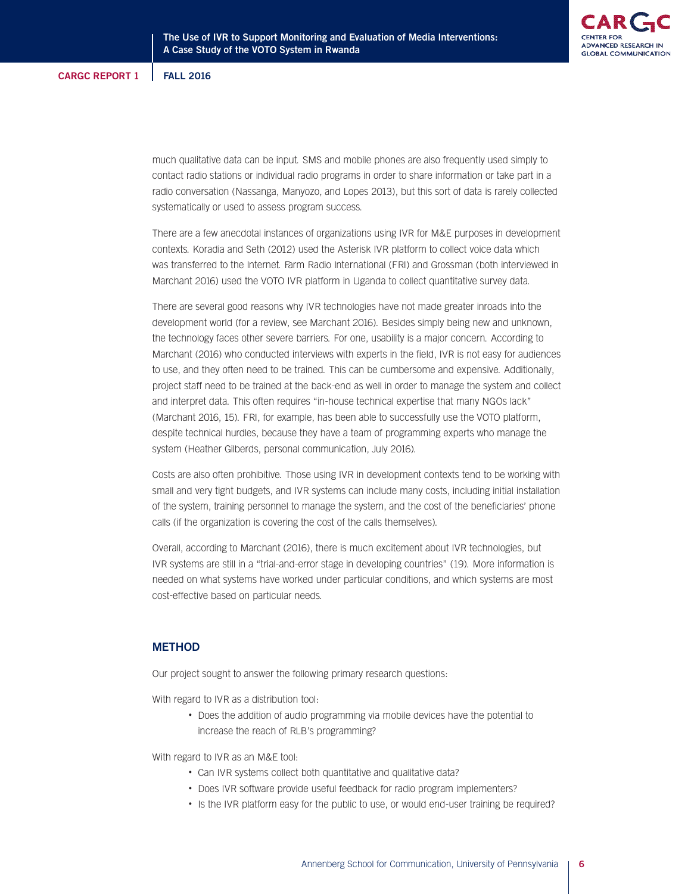much qualitative data can be input. SMS and mobile phones are also frequently used simply to contact radio stations or individual radio programs in order to share information or take part in a radio conversation (Nassanga, Manyozo, and Lopes 2013), but this sort of data is rarely collected systematically or used to assess program success.

There are a few anecdotal instances of organizations using IVR for M&E purposes in development contexts. Koradia and Seth (2012) used the Asterisk IVR platform to collect voice data which was transferred to the Internet. Farm Radio International (FRI) and Grossman (both interviewed in Marchant 2016) used the VOTO IVR platform in Uganda to collect quantitative survey data.

There are several good reasons why IVR technologies have not made greater inroads into the development world (for a review, see Marchant 2016). Besides simply being new and unknown, the technology faces other severe barriers. For one, usability is a major concern. According to Marchant (2016) who conducted interviews with experts in the field, IVR is not easy for audiences to use, and they often need to be trained. This can be cumbersome and expensive. Additionally, project staff need to be trained at the back-end as well in order to manage the system and collect and interpret data. This often requires "in-house technical expertise that many NGOs lack" (Marchant 2016, 15). FRI, for example, has been able to successfully use the VOTO platform, despite technical hurdles, because they have a team of programming experts who manage the system (Heather Gilberds, personal communication, July 2016).

Costs are also often prohibitive. Those using IVR in development contexts tend to be working with small and very tight budgets, and IVR systems can include many costs, including initial installation of the system, training personnel to manage the system, and the cost of the beneficiaries' phone calls (if the organization is covering the cost of the calls themselves).

Overall, according to Marchant (2016), there is much excitement about IVR technologies, but IVR systems are still in a "trial-and-error stage in developing countries" (19). More information is needed on what systems have worked under particular conditions, and which systems are most cost-effective based on particular needs.

## METHOD

Our project sought to answer the following primary research questions:

With regard to IVR as a distribution tool:

- Does the addition of audio programming via mobile devices have the potential to increase the reach of RLB's programming?

With regard to IVR as an M&E tool:

- Can IVR systems collect both quantitative and qualitative data?
- Does IVR software provide useful feedback for radio program implementers?
- Is the IVR platform easy for the public to use, or would end-user training be required?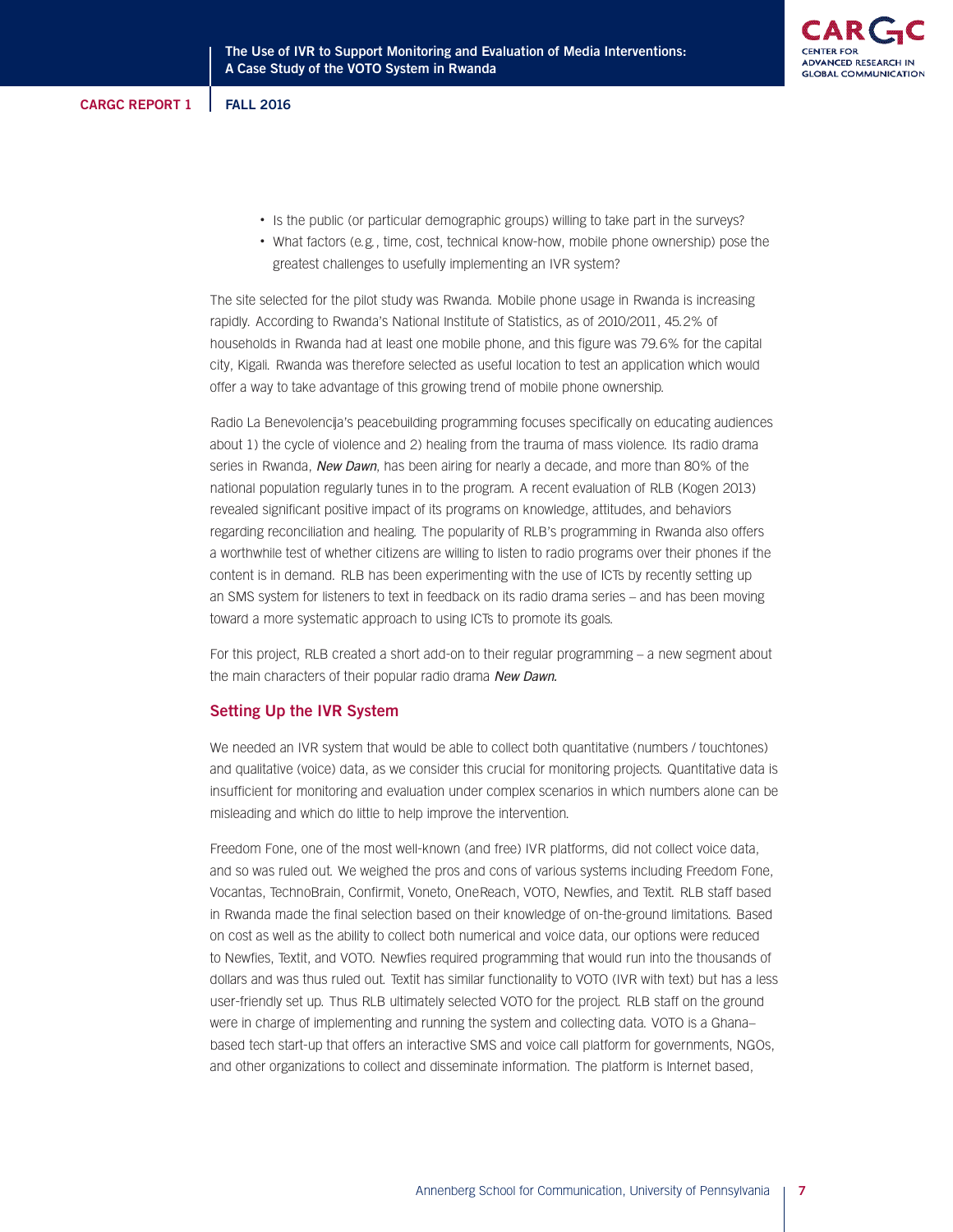- Is the public (or particular demographic groups) willing to take part in the surveys?
- What factors (e.g., time, cost, technical know-how, mobile phone ownership) pose the greatest challenges to usefully implementing an IVR system?

The site selected for the pilot study was Rwanda. Mobile phone usage in Rwanda is increasing rapidly. According to Rwanda's National Institute of Statistics, as of 2010/2011, 45.2% of households in Rwanda had at least one mobile phone, and this figure was 79.6% for the capital city, Kigali. Rwanda was therefore selected as useful location to test an application which would offer a way to take advantage of this growing trend of mobile phone ownership.

Radio La Benevolencija's peacebuilding programming focuses specifically on educating audiences about 1) the cycle of violence and 2) healing from the trauma of mass violence. Its radio drama series in Rwanda, *New Dawn*, has been airing for nearly a decade, and more than 80% of the national population regularly tunes in to the program. A recent evaluation of RLB (Kogen 2013) revealed significant positive impact of its programs on knowledge, attitudes, and behaviors regarding reconciliation and healing. The popularity of RLB's programming in Rwanda also offers a worthwhile test of whether citizens are willing to listen to radio programs over their phones if the content is in demand. RLB has been experimenting with the use of ICTs by recently setting up an SMS system for listeners to text in feedback on its radio drama series – and has been moving toward a more systematic approach to using ICTs to promote its goals.

For this project, RLB created a short add-on to their regular programming – a new segment about the main characters of their popular radio drama *New Dawn*.

## Setting Up the IVR System

We needed an IVR system that would be able to collect both quantitative (numbers / touchtones) and qualitative (voice) data, as we consider this crucial for monitoring projects. Quantitative data is insufficient for monitoring and evaluation under complex scenarios in which numbers alone can be misleading and which do little to help improve the intervention.

Freedom Fone, one of the most well-known (and free) IVR platforms, did not collect voice data, and so was ruled out. We weighed the pros and cons of various systems including Freedom Fone, Vocantas, TechnoBrain, Confirmit, Voneto, OneReach, VOTO, Newfies, and Textit. RLB staff based in Rwanda made the final selection based on their knowledge of on-the-ground limitations. Based on cost as well as the ability to collect both numerical and voice data, our options were reduced to Newfies, Textit, and VOTO. Newfies required programming that would run into the thousands of dollars and was thus ruled out. Textit has similar functionality to VOTO (IVR with text) but has a less user-friendly set up. Thus RLB ultimately selected VOTO for the project. RLB staff on the ground were in charge of implementing and running the system and collecting data. VOTO is a Ghana–based tech start-up that offers an interactive SMS and voice call platform for governments, NGOs, and other organizations to collect and disseminate information. The platform is Internet based,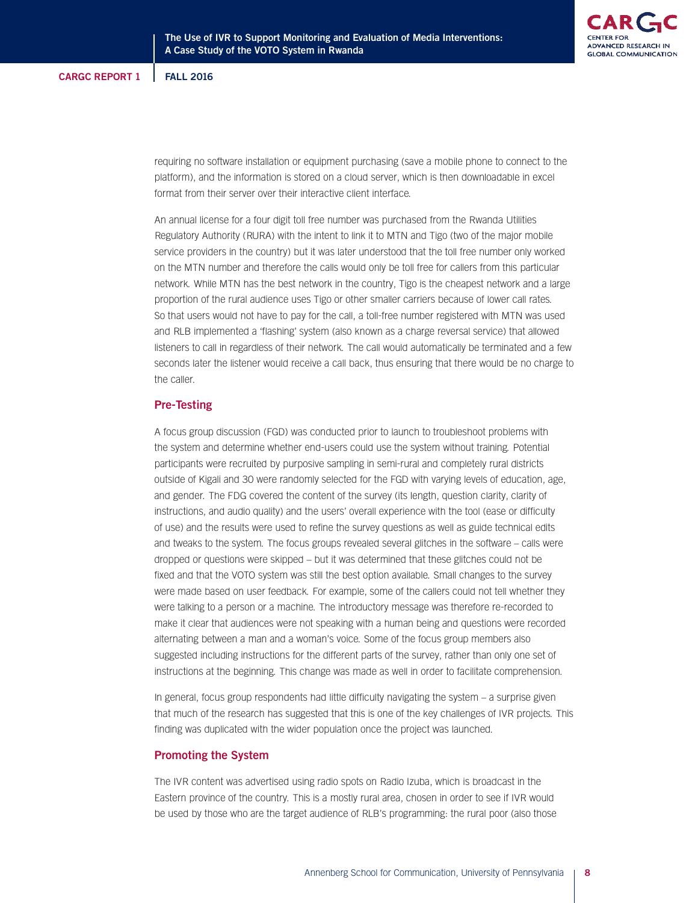requiring no software installation or equipment purchasing (save a mobile phone to connect to the platform), and the information is stored on a cloud server, which is then downloadable in excel format from their server over their interactive client interface.

An annual license for a four digit toll free number was purchased from the Rwanda Utilities Regulatory Authority (RURA) with the intent to link it to MTN and Tigo (two of the major mobile service providers in the country) but it was later understood that the toll free number only worked on the MTN number and therefore the calls would only be toll free for callers from this particular network. While MTN has the best network in the country, Tigo is the cheapest network and a large proportion of the rural audience uses Tigo or other smaller carriers because of lower call rates. So that users would not have to pay for the call, a toll-free number registered with MTN was used and RLB implemented a 'flashing' system (also known as a charge reversal service) that allowed listeners to call in regardless of their network. The call would automatically be terminated and a few seconds later the listener would receive a call back, thus ensuring that there would be no charge to the caller.

## Pre-Testing

A focus group discussion (FGD) was conducted prior to launch to troubleshoot problems with the system and determine whether end-users could use the system without training. Potential participants were recruited by purposive sampling in semi-rural and completely rural districts outside of Kigali and 30 were randomly selected for the FGD with varying levels of education, age, and gender. The FDG covered the content of the survey (its length, question clarity, clarity of instructions, and audio quality) and the users' overall experience with the tool (ease or difficulty of use) and the results were used to refine the survey questions as well as guide technical edits and tweaks to the system. The focus groups revealed several glitches in the software – calls were dropped or questions were skipped – but it was determined that these glitches could not be fixed and that the VOTO system was still the best option available. Small changes to the survey were made based on user feedback. For example, some of the callers could not tell whether they were talking to a person or a machine. The introductory message was therefore re-recorded to make it clear that audiences were not speaking with a human being and questions were recorded alternating between a man and a woman's voice. Some of the focus group members also suggested including instructions for the different parts of the survey, rather than only one set of instructions at the beginning. This change was made as well in order to facilitate comprehension.

In general, focus group respondents had little difficulty navigating the system – a surprise given that much of the research has suggested that this is one of the key challenges of IVR projects. This finding was duplicated with the wider population once the project was launched.

## Promoting the System

The IVR content was advertised using radio spots on Radio Izuba, which is broadcast in the Eastern province of the country. This is a mostly rural area, chosen in order to see if IVR would be used by those who are the target audience of RLB's programming: the rural poor (also those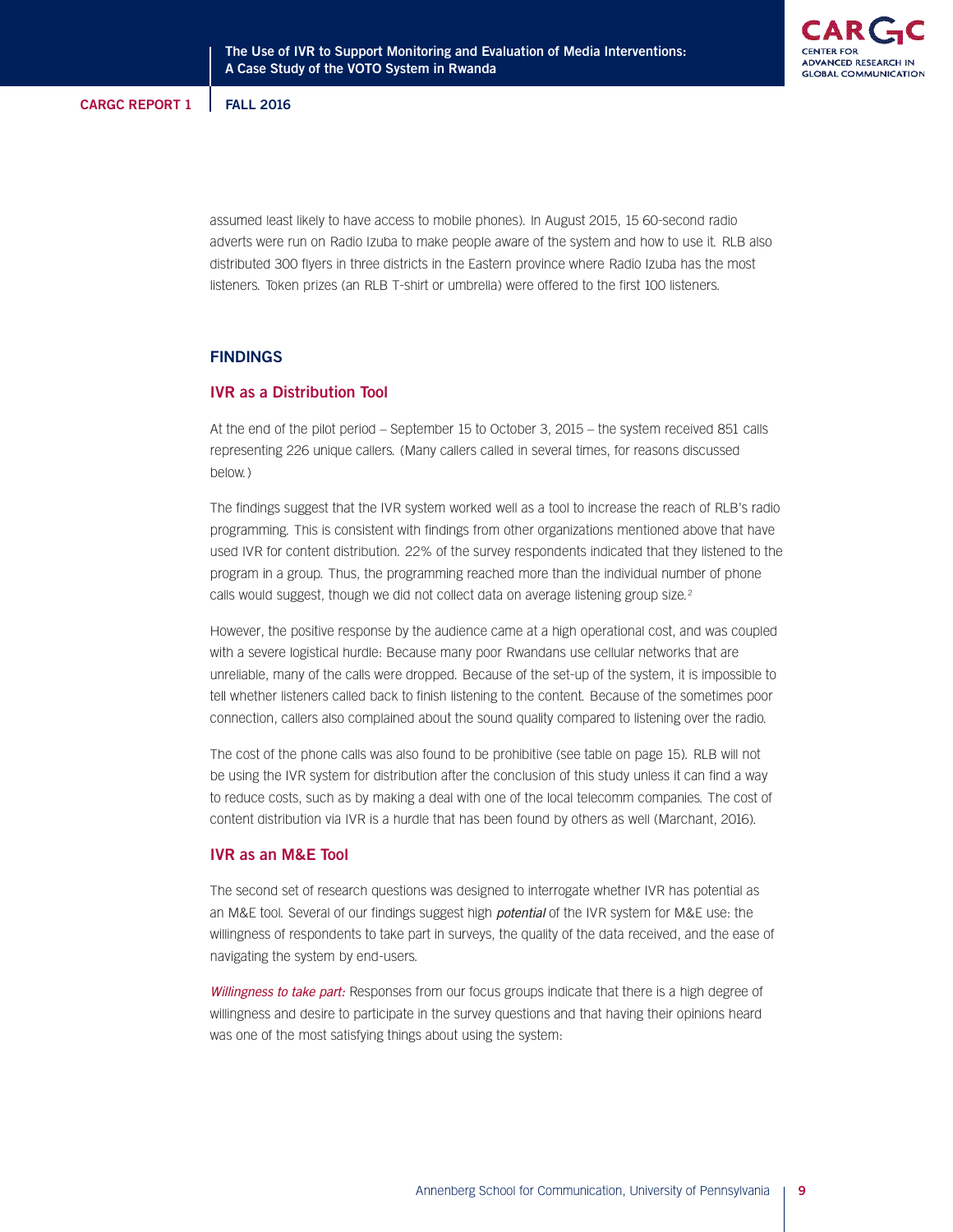assumed least likely to have access to mobile phones). In August 2015, 15 60-second radio adverts were run on Radio Izuba to make people aware of the system and how to use it. RLB also distributed 300 flyers in three districts in the Eastern province where Radio Izuba has the most listeners. Token prizes (an RLB T-shirt or umbrella) were offered to the first 100 listeners.

## FINDINGS

### IVR as a Distribution Tool

At the end of the pilot period – September 15 to October 3, 2015 – the system received 851 calls representing 226 unique callers. (Many callers called in several times, for reasons discussed below.)

The findings suggest that the IVR system worked well as a tool to increase the reach of RLB's radio programming. This is consistent with findings from other organizations mentioned above that have used IVR for content distribution. 22% of the survey respondents indicated that they listened to the program in a group. Thus, the programming reached more than the individual number of phone calls would suggest, though we did not collect data on average listening group size.[2]

However, the positive response by the audience came at a high operational cost, and was coupled with a severe logistical hurdle: Because many poor Rwandans use cellular networks that are unreliable, many of the calls were dropped. Because of the set-up of the system, it is impossible to tell whether listeners called back to finish listening to the content. Because of the sometimes poor connection, callers also complained about the sound quality compared to listening over the radio.

The cost of the phone calls was also found to be prohibitive (see table on page 15). RLB will not be using the IVR system for distribution after the conclusion of this study unless it can find a way to reduce costs, such as by making a deal with one of the local telecomm companies. The cost of content distribution via IVR is a hurdle that has been found by others as well (Marchant, 2016).

### IVR as an M&E Tool

The second set of research questions was designed to interrogate whether IVR has potential as an M&E tool. Several of our findings suggest high *potential* of the IVR system for M&E use: the willingness of respondents to take part in surveys, the quality of the data received, and the ease of navigating the system by end-users.

*Willingness to take part:* Responses from our focus groups indicate that there is a high degree of willingness and desire to participate in the survey questions and that having their opinions heard was one of the most satisfying things about using the system: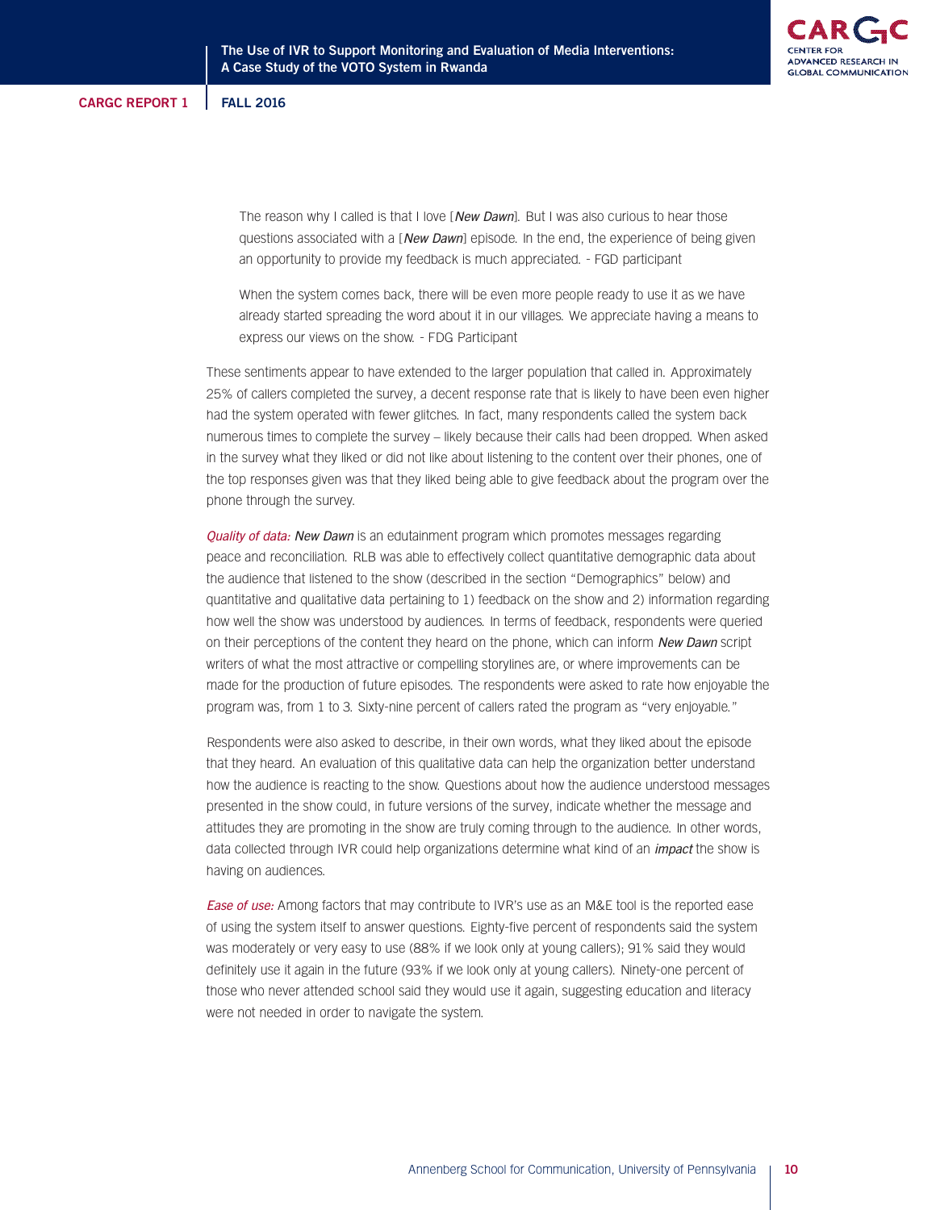> The reason why I called is that I love [*New Dawn*]. But I was also curious to hear those questions associated with a [*New Dawn*] episode. In the end, the experience of being given an opportunity to provide my feedback is much appreciated. - FGD participant

> When the system comes back, there will be even more people ready to use it as we have already started spreading the word about it in our villages. We appreciate having a means to express our views on the show. - FDG Participant

These sentiments appear to have extended to the larger population that called in. Approximately 25% of callers completed the survey, a decent response rate that is likely to have been even higher had the system operated with fewer glitches. In fact, many respondents called the system back numerous times to complete the survey – likely because their calls had been dropped. When asked in the survey what they liked or did not like about listening to the content over their phones, one of the top responses given was that they liked being able to give feedback about the program over the phone through the survey.

*Quality of data:* *New Dawn* is an edutainment program which promotes messages regarding peace and reconciliation. RLB was able to effectively collect quantitative demographic data about the audience that listened to the show (described in the section "Demographics" below) and quantitative and qualitative data pertaining to 1) feedback on the show and 2) information regarding how well the show was understood by audiences. In terms of feedback, respondents were queried on their perceptions of the content they heard on the phone, which can inform *New Dawn* script writers of what the most attractive or compelling storylines are, or where improvements can be made for the production of future episodes. The respondents were asked to rate how enjoyable the program was, from 1 to 3. Sixty-nine percent of callers rated the program as "very enjoyable."

Respondents were also asked to describe, in their own words, what they liked about the episode that they heard. An evaluation of this qualitative data can help the organization better understand how the audience is reacting to the show. Questions about how the audience understood messages presented in the show could, in future versions of the survey, indicate whether the message and attitudes they are promoting in the show are truly coming through to the audience. In other words, data collected through IVR could help organizations determine what kind of an *impact* the show is having on audiences.

*Ease of use:* Among factors that may contribute to IVR's use as an M&E tool is the reported ease of using the system itself to answer questions. Eighty-five percent of respondents said the system was moderately or very easy to use (88% if we look only at young callers); 91% said they would definitely use it again in the future (93% if we look only at young callers). Ninety-one percent of those who never attended school said they would use it again, suggesting education and literacy were not needed in order to navigate the system.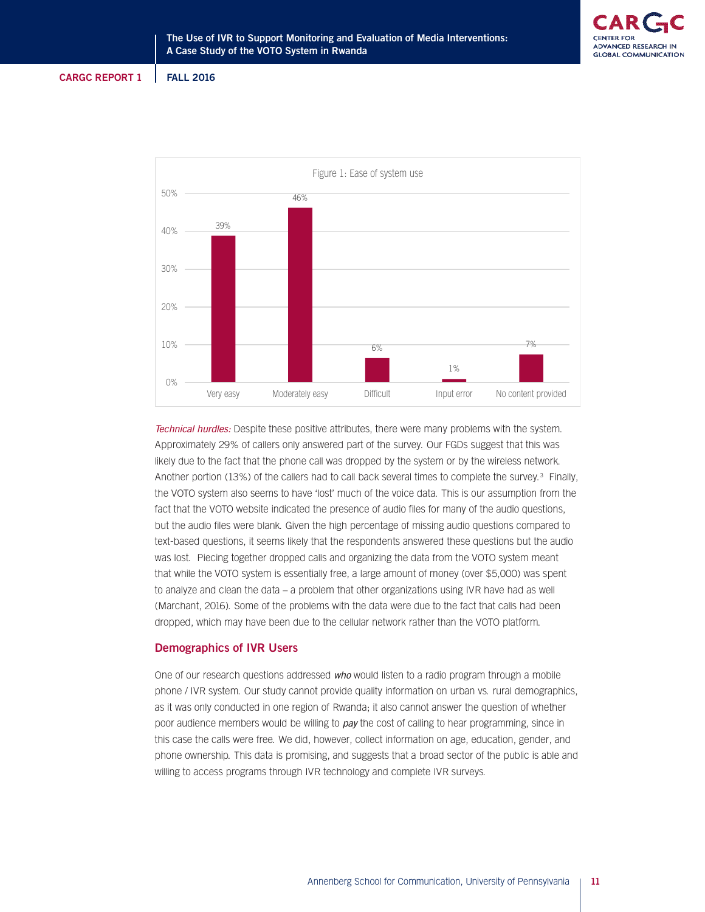Figure 1: Ease of system use

| Response | Percentage |
| --- | --- |
| Very easy | 39% |
| Moderately easy | 46% |
| Difficult | 6% |
| Input error | 1% |
| No content provided | 7% |

*Technical hurdles:* Despite these positive attributes, there were many problems with the system. Approximately 29% of callers only answered part of the survey. Our FGDs suggest that this was likely due to the fact that the phone call was dropped by the system or by the wireless network. Another portion (13%) of the callers had to call back several times to complete the survey.[3] Finally, the VOTO system also seems to have 'lost' much of the voice data. This is our assumption from the fact that the VOTO website indicated the presence of audio files for many of the audio questions, but the audio files were blank. Given the high percentage of missing audio questions compared to text-based questions, it seems likely that the respondents answered these questions but the audio was lost. Piecing together dropped calls and organizing the data from the VOTO system meant that while the VOTO system is essentially free, a large amount of money (over $5,000) was spent to analyze and clean the data – a problem that other organizations using IVR have had as well (Marchant, 2016). Some of the problems with the data were due to the fact that calls had been dropped, which may have been due to the cellular network rather than the VOTO platform.

## Demographics of IVR Users

One of our research questions addressed *who* would listen to a radio program through a mobile phone / IVR system. Our study cannot provide quality information on urban vs. rural demographics, as it was only conducted in one region of Rwanda; it also cannot answer the question of whether poor audience members would be willing to *pay* the cost of calling to hear programming, since in this case the calls were free. We did, however, collect information on age, education, gender, and phone ownership. This data is promising, and suggests that a broad sector of the public is able and willing to access programs through IVR technology and complete IVR surveys.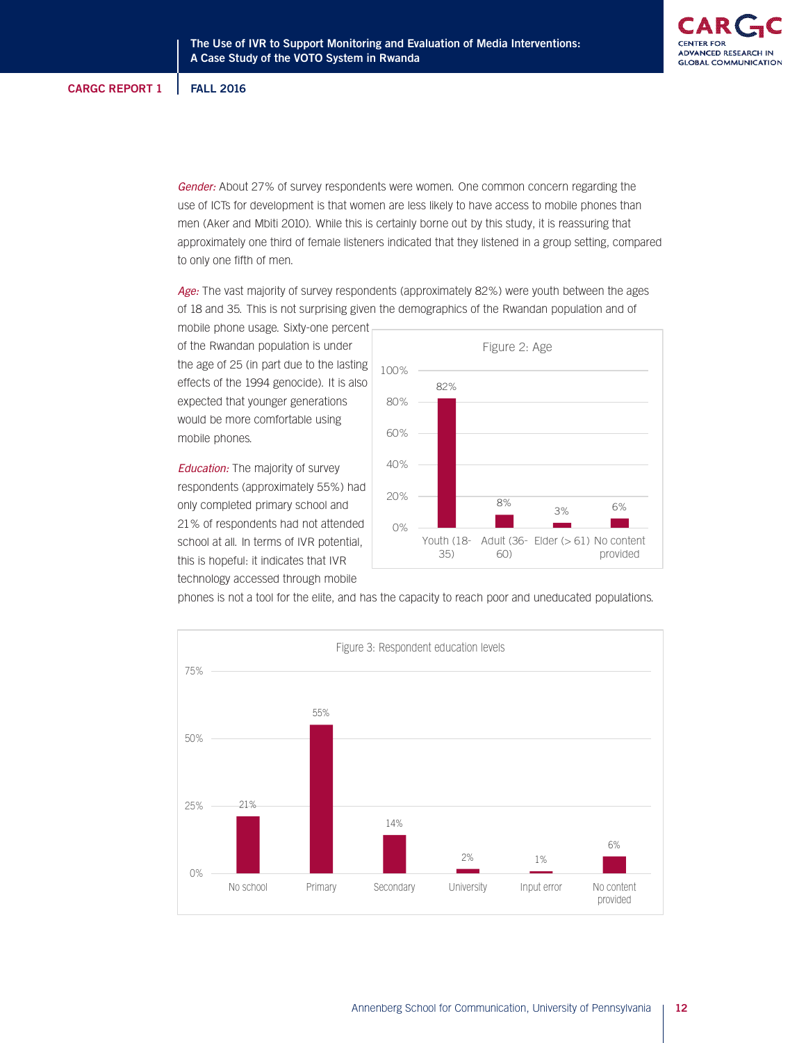*Gender:* About 27% of survey respondents were women. One common concern regarding the use of ICTs for development is that women are less likely to have access to mobile phones than men (Aker and Mbiti 2010). While this is certainly borne out by this study, it is reassuring that approximately one third of female listeners indicated that they listened in a group setting, compared to only one fifth of men.

*Age:* The vast majority of survey respondents (approximately 82%) were youth between the ages of 18 and 35. This is not surprising given the demographics of the Rwandan population and of mobile phone usage. Sixty-one percent of the Rwandan population is under the age of 25 (in part due to the lasting effects of the 1994 genocide). It is also expected that younger generations would be more comfortable using mobile phones.

Figure 2: Age

| Age | Percent |
|---|---|
| Youth (18-35) | 82% |
| Adult (36-60) | 8% |
| Elder (> 61) | 3% |
| No content provided | 6% |

*Education:* The majority of survey respondents (approximately 55%) had only completed primary school and 21% of respondents had not attended school at all. In terms of IVR potential, this is hopeful: it indicates that IVR technology accessed through mobile phones is not a tool for the elite, and has the capacity to reach poor and uneducated populations.

Figure 3: Respondent education levels

| Education level | Percent |
|---|---|
| No school | 21% |
| Primary | 55% |
| Secondary | 14% |
| University | 2% |
| Input error | 1% |
| No content provided | 6% |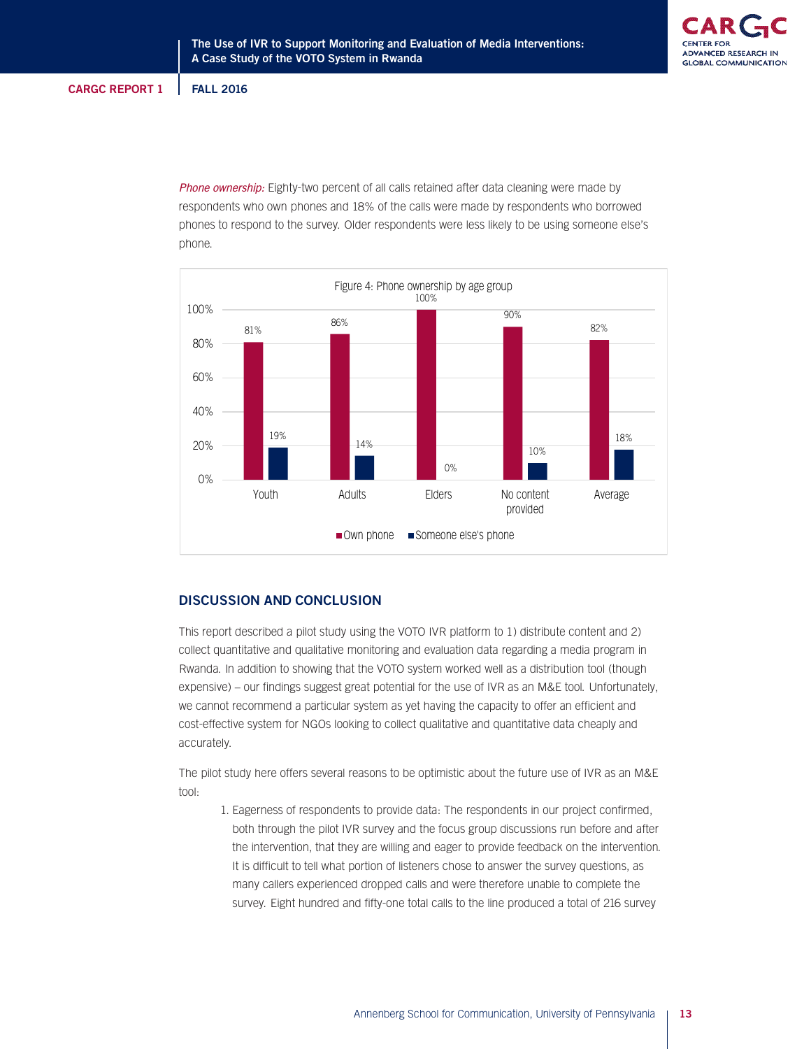*Phone ownership:* Eighty-two percent of all calls retained after data cleaning were made by respondents who own phones and 18% of the calls were made by respondents who borrowed phones to respond to the survey. Older respondents were less likely to be using someone else's phone.

Figure 4: Phone ownership by age group

| | Youth | Adults | Elders | No content provided | Average |
|---|---|---|---|---|---|
| Own phone | 81% | 86% | 100% | 90% | 82% |
| Someone else's phone | 19% | 14% | 0% | 10% | 18% |

## DISCUSSION AND CONCLUSION

This report described a pilot study using the VOTO IVR platform to 1) distribute content and 2) collect quantitative and qualitative monitoring and evaluation data regarding a media program in Rwanda. In addition to showing that the VOTO system worked well as a distribution tool (though expensive) – our findings suggest great potential for the use of IVR as an M&E tool. Unfortunately, we cannot recommend a particular system as yet having the capacity to offer an efficient and cost-effective system for NGOs looking to collect qualitative and quantitative data cheaply and accurately.

The pilot study here offers several reasons to be optimistic about the future use of IVR as an M&E tool:

1. Eagerness of respondents to provide data: The respondents in our project confirmed, both through the pilot IVR survey and the focus group discussions run before and after the intervention, that they are willing and eager to provide feedback on the intervention. It is difficult to tell what portion of listeners chose to answer the survey questions, as many callers experienced dropped calls and were therefore unable to complete the survey. Eight hundred and fifty-one total calls to the line produced a total of 216 survey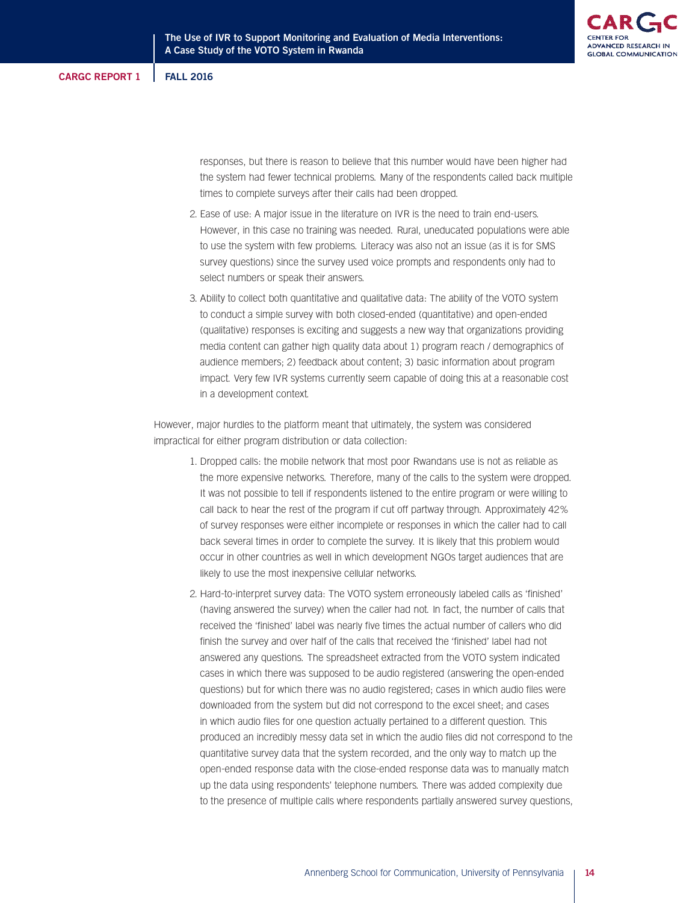responses, but there is reason to believe that this number would have been higher had the system had fewer technical problems. Many of the respondents called back multiple times to complete surveys after their calls had been dropped.

2. Ease of use: A major issue in the literature on IVR is the need to train end-users. However, in this case no training was needed. Rural, uneducated populations were able to use the system with few problems. Literacy was also not an issue (as it is for SMS survey questions) since the survey used voice prompts and respondents only had to select numbers or speak their answers.

3. Ability to collect both quantitative and qualitative data: The ability of the VOTO system to conduct a simple survey with both closed-ended (quantitative) and open-ended (qualitative) responses is exciting and suggests a new way that organizations providing media content can gather high quality data about 1) program reach / demographics of audience members; 2) feedback about content; 3) basic information about program impact. Very few IVR systems currently seem capable of doing this at a reasonable cost in a development context.

However, major hurdles to the platform meant that ultimately, the system was considered impractical for either program distribution or data collection:

1. Dropped calls: the mobile network that most poor Rwandans use is not as reliable as the more expensive networks. Therefore, many of the calls to the system were dropped. It was not possible to tell if respondents listened to the entire program or were willing to call back to hear the rest of the program if cut off partway through. Approximately 42% of survey responses were either incomplete or responses in which the caller had to call back several times in order to complete the survey. It is likely that this problem would occur in other countries as well in which development NGOs target audiences that are likely to use the most inexpensive cellular networks.

2. Hard-to-interpret survey data: The VOTO system erroneously labeled calls as 'finished' (having answered the survey) when the caller had not. In fact, the number of calls that received the 'finished' label was nearly five times the actual number of callers who did finish the survey and over half of the calls that received the 'finished' label had not answered any questions. The spreadsheet extracted from the VOTO system indicated cases in which there was supposed to be audio registered (answering the open-ended questions) but for which there was no audio registered; cases in which audio files were downloaded from the system but did not correspond to the excel sheet; and cases in which audio files for one question actually pertained to a different question. This produced an incredibly messy data set in which the audio files did not correspond to the quantitative survey data that the system recorded, and the only way to match up the open-ended response data with the close-ended response data was to manually match up the data using respondents' telephone numbers. There was added complexity due to the presence of multiple calls where respondents partially answered survey questions,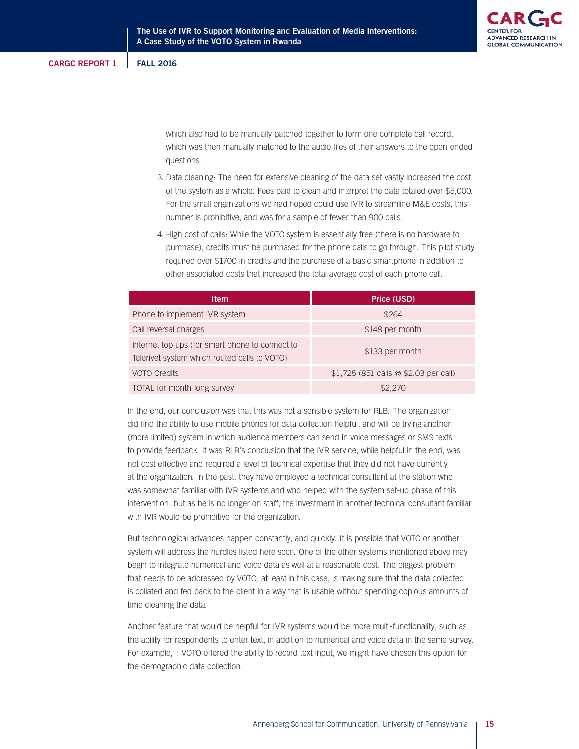which also had to be manually patched together to form one complete call record, which was then manually matched to the audio files of their answers to the open-ended questions.

3. Data cleaning: The need for extensive cleaning of the data set vastly increased the cost of the system as a whole. Fees paid to clean and interpret the data totaled over $5,000. For the small organizations we had hoped could use IVR to streamline M&E costs, this number is prohibitive, and was for a sample of fewer than 900 calls.
4. High cost of calls: While the VOTO system is essentially free (there is no hardware to purchase), credits must be purchased for the phone calls to go through. This pilot study required over $1700 in credits and the purchase of a basic smartphone in addition to other associated costs that increased the total average cost of each phone call.

| Item | Price (USD) |
|---|---|
| Phone to implement IVR system | $264 |
| Call reversal charges | $148 per month |
| Internet top ups (for smart phone to connect to Telerivet system which routed calls to VOTO) | $133 per month |
| VOTO Credits | $1,725 (851 calls @ $2.03 per call) |
| TOTAL for month-long survey | $2,270 |

In the end, our conclusion was that this was not a sensible system for RLB. The organization did find the ability to use mobile phones for data collection helpful, and will be trying another (more limited) system in which audience members can send in voice messages or SMS texts to provide feedback. It was RLB's conclusion that the IVR service, while helpful in the end, was not cost effective and required a level of technical expertise that they did not have currently at the organization. In the past, they have employed a technical consultant at the station who was somewhat familiar with IVR systems and who helped with the system set-up phase of this intervention, but as he is no longer on staff, the investment in another technical consultant familiar with IVR would be prohibitive for the organization.

But technological advances happen constantly, and quickly. It is possible that VOTO or another system will address the hurdles listed here soon. One of the other systems mentioned above may begin to integrate numerical and voice data as well at a reasonable cost. The biggest problem that needs to be addressed by VOTO, at least in this case, is making sure that the data collected is collated and fed back to the client in a way that is usable without spending copious amounts of time cleaning the data.

Another feature that would be helpful for IVR systems would be more multi-functionality, such as the ability for respondents to enter text, in addition to numerical and voice data in the same survey. For example, if VOTO offered the ability to record text input, we might have chosen this option for the demographic data collection.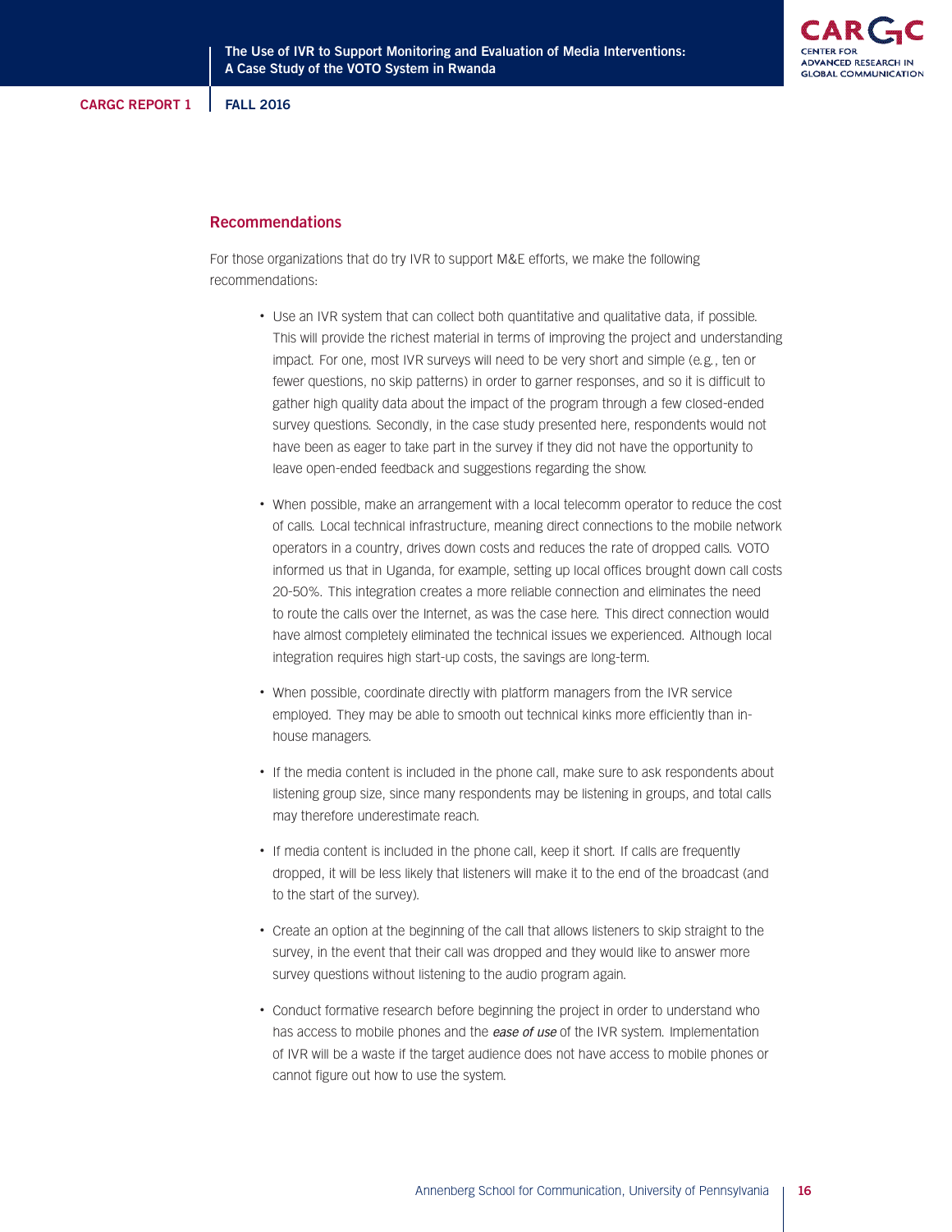## Recommendations

For those organizations that do try IVR to support M&E efforts, we make the following recommendations:

- Use an IVR system that can collect both quantitative and qualitative data, if possible. This will provide the richest material in terms of improving the project and understanding impact. For one, most IVR surveys will need to be very short and simple (e.g., ten or fewer questions, no skip patterns) in order to garner responses, and so it is difficult to gather high quality data about the impact of the program through a few closed-ended survey questions. Secondly, in the case study presented here, respondents would not have been as eager to take part in the survey if they did not have the opportunity to leave open-ended feedback and suggestions regarding the show.

- When possible, make an arrangement with a local telecomm operator to reduce the cost of calls. Local technical infrastructure, meaning direct connections to the mobile network operators in a country, drives down costs and reduces the rate of dropped calls. VOTO informed us that in Uganda, for example, setting up local offices brought down call costs 20-50%. This integration creates a more reliable connection and eliminates the need to route the calls over the Internet, as was the case here. This direct connection would have almost completely eliminated the technical issues we experienced. Although local integration requires high start-up costs, the savings are long-term.

- When possible, coordinate directly with platform managers from the IVR service employed. They may be able to smooth out technical kinks more efficiently than in-house managers.

- If the media content is included in the phone call, make sure to ask respondents about listening group size, since many respondents may be listening in groups, and total calls may therefore underestimate reach.

- If media content is included in the phone call, keep it short. If calls are frequently dropped, it will be less likely that listeners will make it to the end of the broadcast (and to the start of the survey).

- Create an option at the beginning of the call that allows listeners to skip straight to the survey, in the event that their call was dropped and they would like to answer more survey questions without listening to the audio program again.

- Conduct formative research before beginning the project in order to understand who has access to mobile phones and the *ease of use* of the IVR system. Implementation of IVR will be a waste if the target audience does not have access to mobile phones or cannot figure out how to use the system.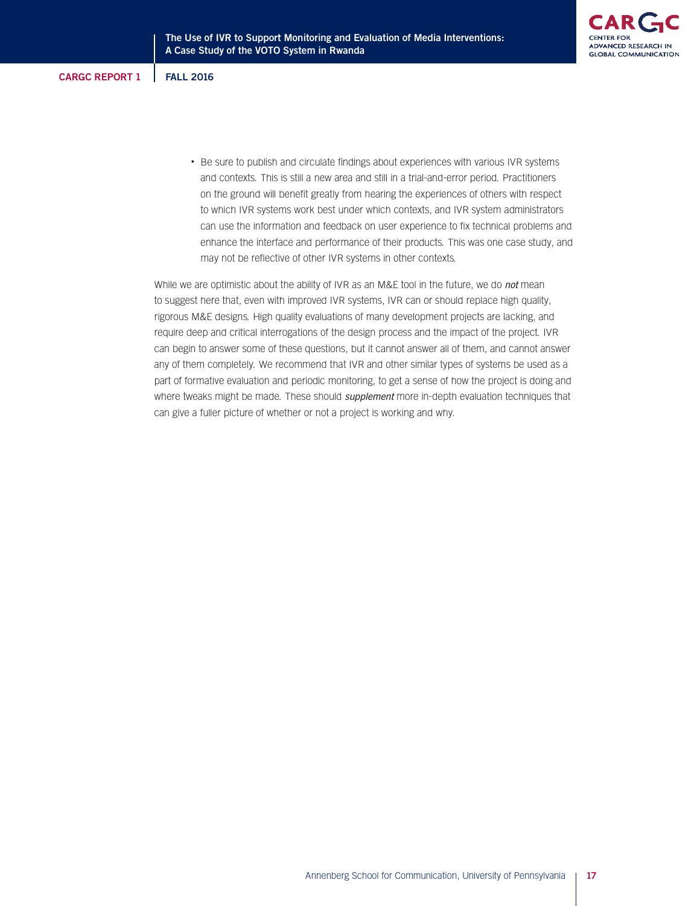- Be sure to publish and circulate findings about experiences with various IVR systems and contexts. This is still a new area and still in a trial-and-error period. Practitioners on the ground will benefit greatly from hearing the experiences of others with respect to which IVR systems work best under which contexts, and IVR system administrators can use the information and feedback on user experience to fix technical problems and enhance the interface and performance of their products. This was one case study, and may not be reflective of other IVR systems in other contexts.

While we are optimistic about the ability of IVR as an M&E tool in the future, we do ***not*** mean to suggest here that, even with improved IVR systems, IVR can or should replace high quality, rigorous M&E designs. High quality evaluations of many development projects are lacking, and require deep and critical interrogations of the design process and the impact of the project. IVR can begin to answer some of these questions, but it cannot answer all of them, and cannot answer any of them completely. We recommend that IVR and other similar types of systems be used as a part of formative evaluation and periodic monitoring, to get a sense of how the project is doing and where tweaks might be made. These should ***supplement*** more in-depth evaluation techniques that can give a fuller picture of whether or not a project is working and why.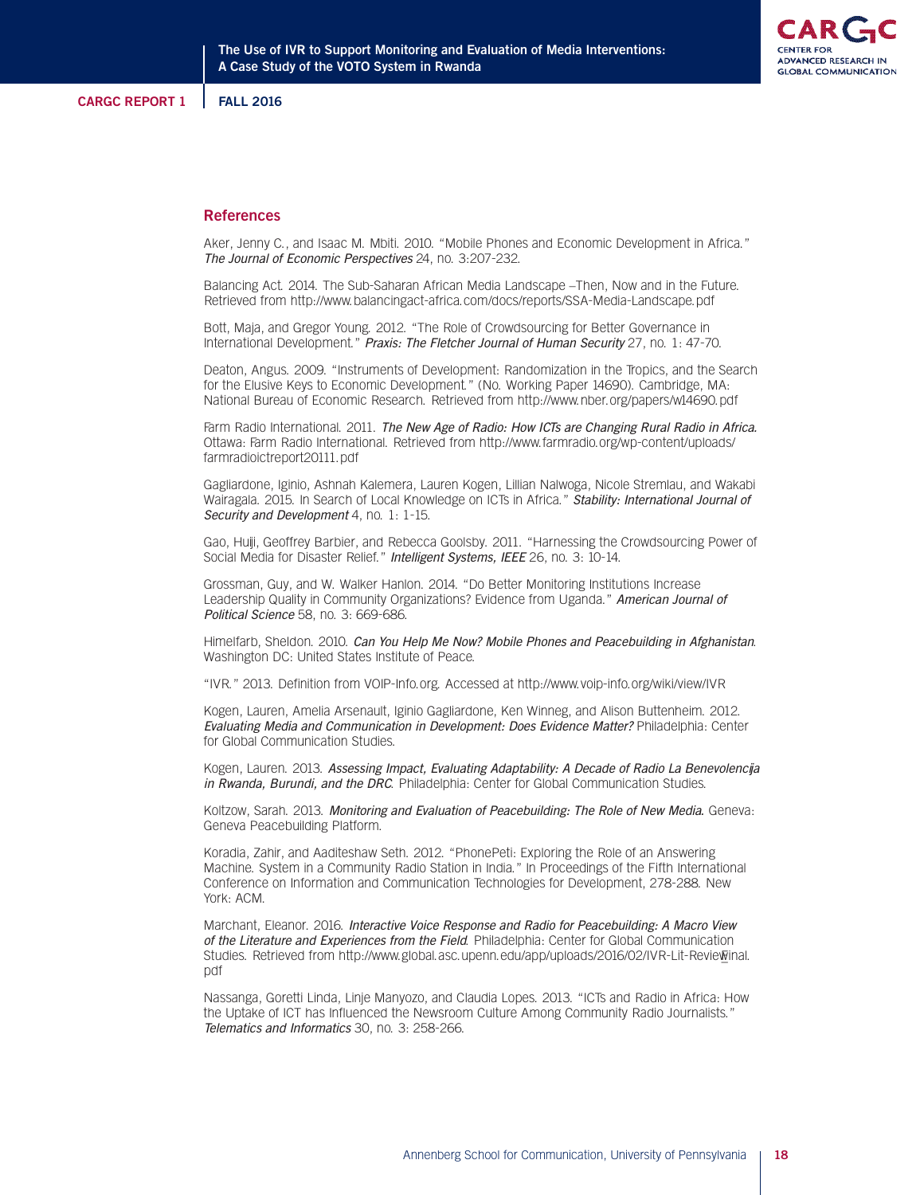## References

Aker, Jenny C., and Isaac M. Mbiti. 2010. "Mobile Phones and Economic Development in Africa." *The Journal of Economic Perspectives* 24, no. 3:207-232.

Balancing Act. 2014. The Sub-Saharan African Media Landscape –Then, Now and in the Future. Retrieved from http://www.balancingact-africa.com/docs/reports/SSA-Media-Landscape.pdf

Bott, Maja, and Gregor Young. 2012. "The Role of Crowdsourcing for Better Governance in International Development." *Praxis: The Fletcher Journal of Human Security* 27, no. 1: 47-70.

Deaton, Angus. 2009. "Instruments of Development: Randomization in the Tropics, and the Search for the Elusive Keys to Economic Development." (No. Working Paper 14690). Cambridge, MA: National Bureau of Economic Research. Retrieved from http://www.nber.org/papers/w14690.pdf

Farm Radio International. 2011. *The New Age of Radio: How ICTs are Changing Rural Radio in Africa.* Ottawa: Farm Radio International. Retrieved from http://www.farmradio.org/wp-content/uploads/farmradioictreport20111.pdf

Gagliardone, Iginio, Ashnah Kalemera, Lauren Kogen, Lillian Nalwoga, Nicole Stremlau, and Wakabi Wairagala. 2015. In Search of Local Knowledge on ICTs in Africa." *Stability: International Journal of Security and Development* 4, no. 1: 1-15.

Gao, Huiji, Geoffrey Barbier, and Rebecca Goolsby. 2011. "Harnessing the Crowdsourcing Power of Social Media for Disaster Relief." *Intelligent Systems, IEEE* 26, no. 3: 10-14.

Grossman, Guy, and W. Walker Hanlon. 2014. "Do Better Monitoring Institutions Increase Leadership Quality in Community Organizations? Evidence from Uganda." *American Journal of Political Science* 58, no. 3: 669-686.

Himelfarb, Sheldon. 2010. *Can You Help Me Now? Mobile Phones and Peacebuilding in Afghanistan*. Washington DC: United States Institute of Peace.

"IVR." 2013. Definition from VOIP-Info.org. Accessed at http://www.voip-info.org/wiki/view/IVR

Kogen, Lauren, Amelia Arsenault, Iginio Gagliardone, Ken Winneg, and Alison Buttenheim. 2012. *Evaluating Media and Communication in Development: Does Evidence Matter?* Philadelphia: Center for Global Communication Studies.

Kogen, Lauren. 2013. *Assessing Impact, Evaluating Adaptability: A Decade of Radio La Benevolencija in Rwanda, Burundi, and the DRC*. Philadelphia: Center for Global Communication Studies.

Koltzow, Sarah. 2013. *Monitoring and Evaluation of Peacebuilding: The Role of New Media.* Geneva: Geneva Peacebuilding Platform.

Koradia, Zahir, and Aaditeshaw Seth. 2012. "PhonePeti: Exploring the Role of an Answering Machine. System in a Community Radio Station in India." In Proceedings of the Fifth International Conference on Information and Communication Technologies for Development, 278-288. New York: ACM.

Marchant, Eleanor. 2016. *Interactive Voice Response and Radio for Peacebuilding: A Macro View of the Literature and Experiences from the Field*. Philadelphia: Center for Global Communication Studies. Retrieved from http://www.global.asc.upenn.edu/app/uploads/2016/02/IVR-Lit-Review_Final.pdf

Nassanga, Goretti Linda, Linje Manyozo, and Claudia Lopes. 2013. "ICTs and Radio in Africa: How the Uptake of ICT has Influenced the Newsroom Culture Among Community Radio Journalists." *Telematics and Informatics* 30, no. 3: 258-266.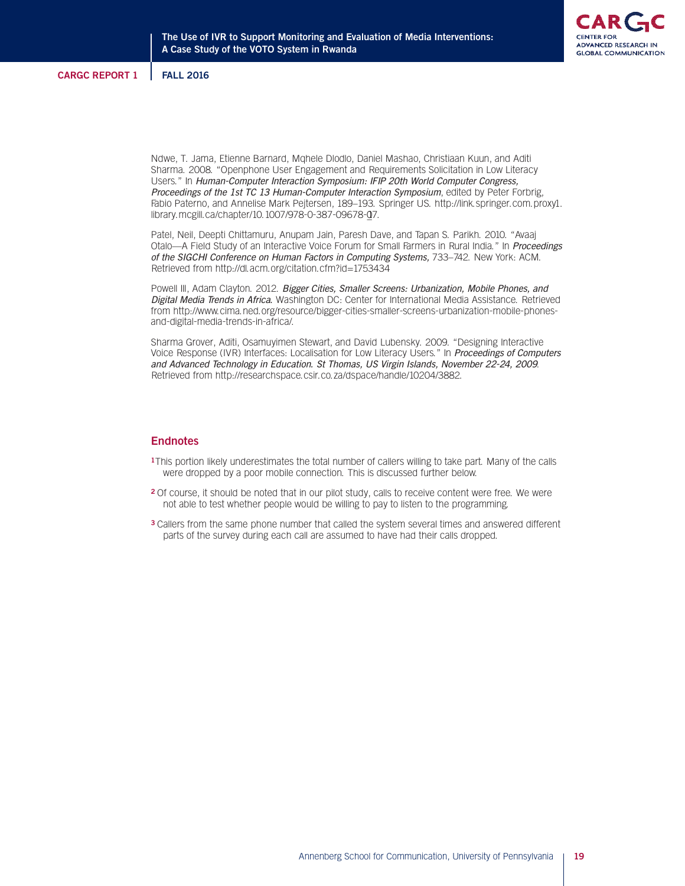Ndwe, T. Jama, Etienne Barnard, Mqhele Dlodlo, Daniel Mashao, Christiaan Kuun, and Aditi Sharma. 2008. "Openphone User Engagement and Requirements Solicitation in Low Literacy Users." In *Human-Computer Interaction Symposium: IFIP 20th World Computer Congress, Proceedings of the 1st TC 13 Human-Computer Interaction Symposium*, edited by Peter Forbrig, Fabio Paterno, and Annelise Mark Pejtersen, 189–193. Springer US. http://link.springer.com.proxy1.library.mcgill.ca/chapter/10.1007/978-0-387-09678-0_17.

Patel, Neil, Deepti Chittamuru, Anupam Jain, Paresh Dave, and Tapan S. Parikh. 2010. "Avaaj Otalo—A Field Study of an Interactive Voice Forum for Small Farmers in Rural India." In *Proceedings of the SIGCHI Conference on Human Factors in Computing Systems,* 733–742. New York: ACM. Retrieved from http://dl.acm.org/citation.cfm?id=1753434

Powell III, Adam Clayton. 2012. *Bigger Cities, Smaller Screens: Urbanization, Mobile Phones, and Digital Media Trends in Africa.* Washington DC: Center for International Media Assistance. Retrieved from http://www.cima.ned.org/resource/bigger-cities-smaller-screens-urbanization-mobile-phones-and-digital-media-trends-in-africa/.

Sharma Grover, Aditi, Osamuyimen Stewart, and David Lubensky. 2009. "Designing Interactive Voice Response (IVR) Interfaces: Localisation for Low Literacy Users." In *Proceedings of Computers and Advanced Technology in Education. St Thomas, US Virgin Islands, November 22-24, 2009*. Retrieved from http://researchspace.csir.co.za/dspace/handle/10204/3882.

## Endnotes

[1] This portion likely underestimates the total number of callers willing to take part. Many of the calls were dropped by a poor mobile connection. This is discussed further below.

[2] Of course, it should be noted that in our pilot study, calls to receive content were free. We were not able to test whether people would be willing to pay to listen to the programming.

[3] Callers from the same phone number that called the system several times and answered different parts of the survey during each call are assumed to have had their calls dropped.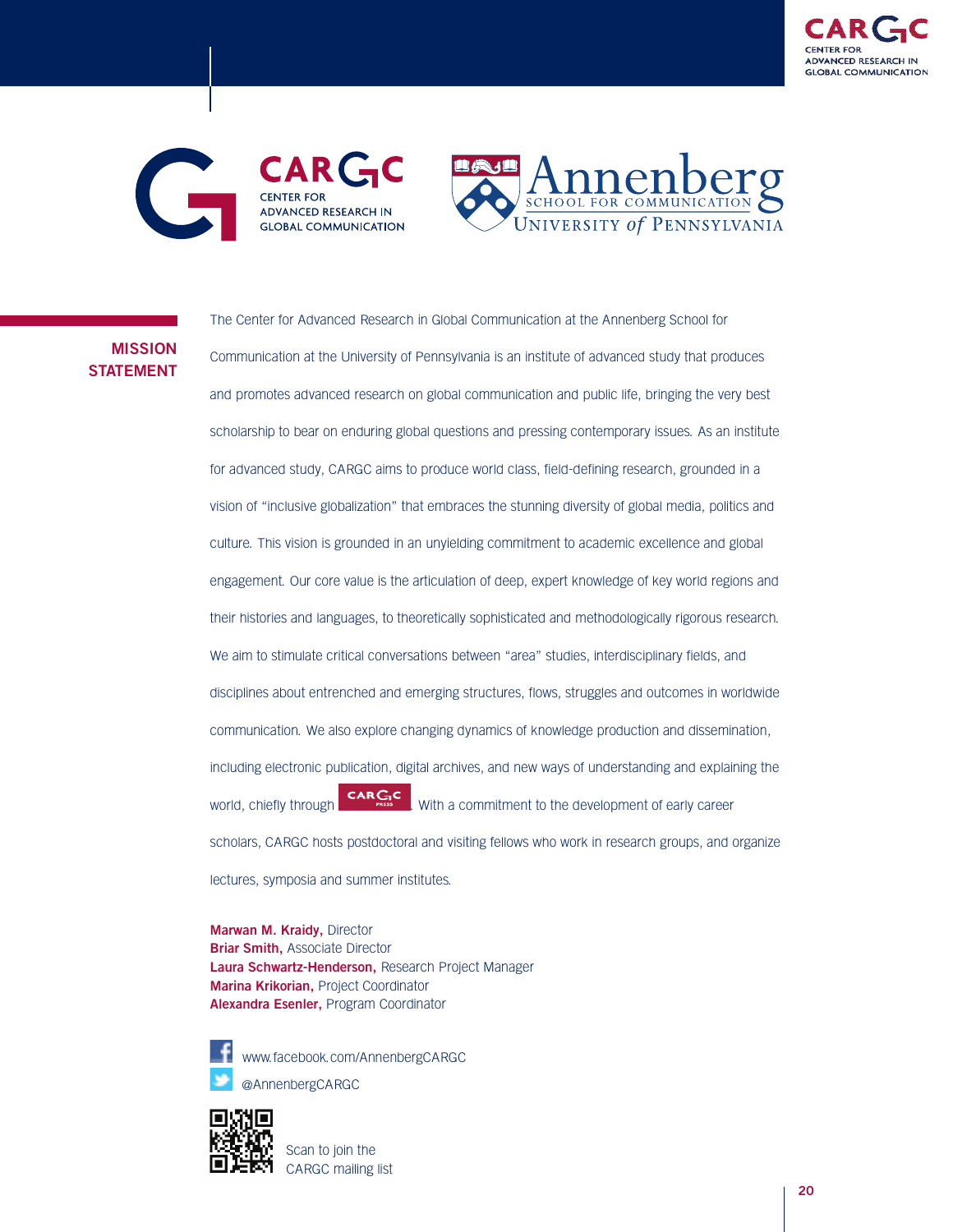CARGC
CENTER FOR ADVANCED RESEARCH IN GLOBAL COMMUNICATION

Annenberg
SCHOOL FOR COMMUNICATION
UNIVERSITY of PENNSYLVANIA

## MISSION STATEMENT

The Center for Advanced Research in Global Communication at the Annenberg School for Communication at the University of Pennsylvania is an institute of advanced study that produces and promotes advanced research on global communication and public life, bringing the very best scholarship to bear on enduring global questions and pressing contemporary issues. As an institute for advanced study, CARGC aims to produce world class, field-defining research, grounded in a vision of "inclusive globalization" that embraces the stunning diversity of global media, politics and culture. This vision is grounded in an unyielding commitment to academic excellence and global engagement. Our core value is the articulation of deep, expert knowledge of key world regions and their histories and languages, to theoretically sophisticated and methodologically rigorous research. We aim to stimulate critical conversations between "area" studies, interdisciplinary fields, and disciplines about entrenched and emerging structures, flows, struggles and outcomes in worldwide communication. We also explore changing dynamics of knowledge production and dissemination, including electronic publication, digital archives, and new ways of understanding and explaining the world, chiefly through CARGC PRESS. With a commitment to the development of early career scholars, CARGC hosts postdoctoral and visiting fellows who work in research groups, and organize lectures, symposia and summer institutes.

**Marwan M. Kraidy,** Director
**Briar Smith,** Associate Director
**Laura Schwartz-Henderson,** Research Project Manager
**Marina Krikorian,** Project Coordinator
**Alexandra Esenler,** Program Coordinator

www.facebook.com/AnnenbergCARGC
@AnnenbergCARGC

Scan to join the CARGC mailing list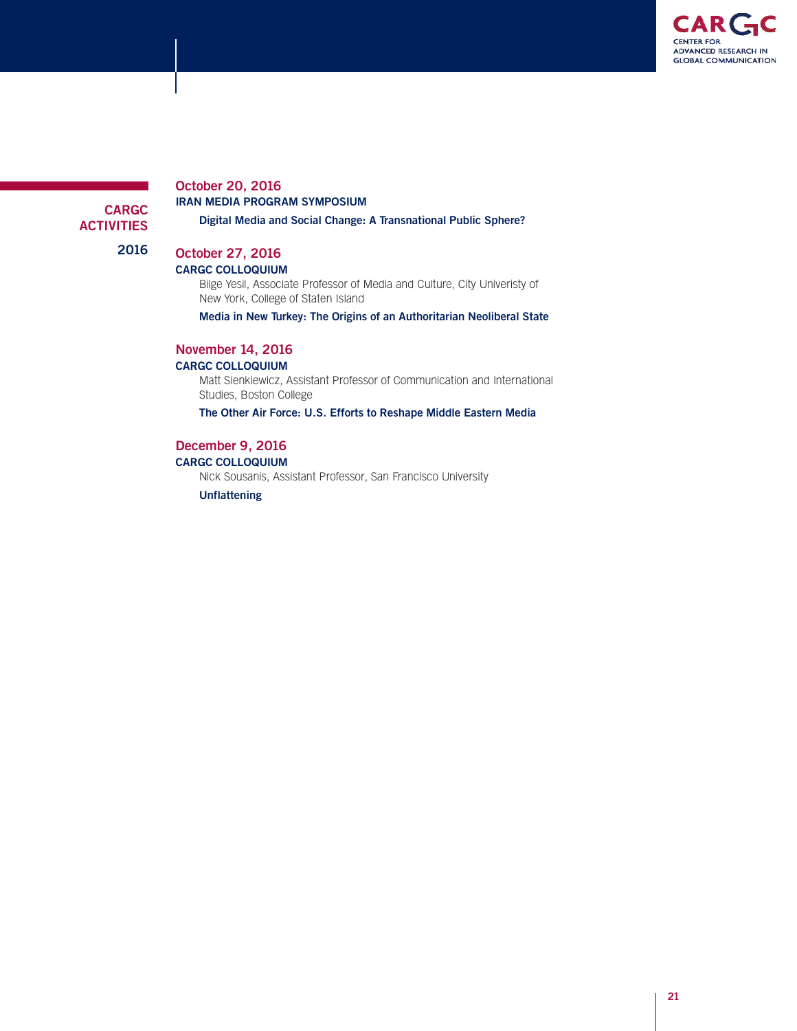## CARGC ACTIVITIES

### 2016

### October 20, 2016

**IRAN MEDIA PROGRAM SYMPOSIUM**

**Digital Media and Social Change: A Transnational Public Sphere?**

### October 27, 2016

**CARGC COLLOQUIUM**

Bilge Yesil, Associate Professor of Media and Culture, City Univeristy of New York, College of Staten Island

**Media in New Turkey: The Origins of an Authoritarian Neoliberal State**

### November 14, 2016

**CARGC COLLOQUIUM**

Matt Sienkiewicz, Assistant Professor of Communication and International Studies, Boston College

**The Other Air Force: U.S. Efforts to Reshape Middle Eastern Media**

### December 9, 2016

**CARGC COLLOQUIUM**

Nick Sousanis, Assistant Professor, San Francisco University

**Unflattening**